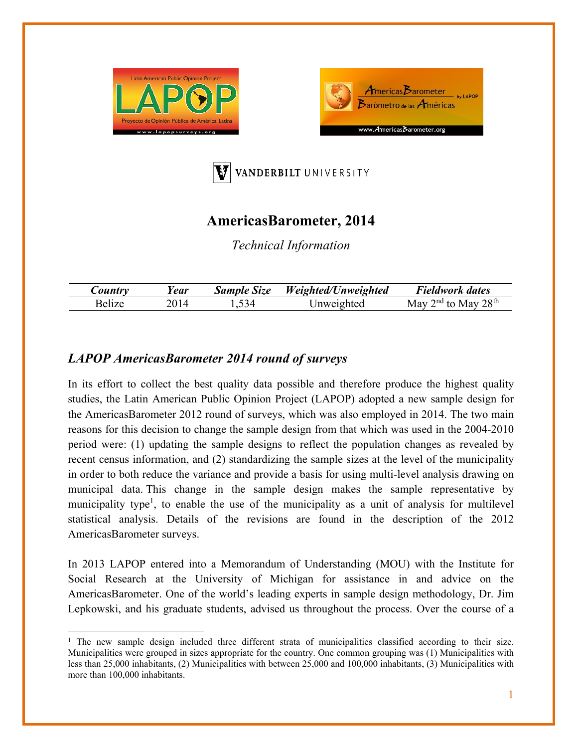# AmericasBarometer, 2014

*Technical Information*

| *Country* | *Year* | *Sample Size* | *Weighted/Unweighted* | *Fieldwork dates* |
|---|---|---|---|---|
| Belize | 2014 | 1,534 | Unweighted | May 2nd to May 28th |

## *LAPOP AmericasBarometer 2014 round of surveys*

In its effort to collect the best quality data possible and therefore produce the highest quality studies, the Latin American Public Opinion Project (LAPOP) adopted a new sample design for the AmericasBarometer 2012 round of surveys, which was also employed in 2014. The two main reasons for this decision to change the sample design from that which was used in the 2004-2010 period were: (1) updating the sample designs to reflect the population changes as revealed by recent census information, and (2) standardizing the sample sizes at the level of the municipality in order to both reduce the variance and provide a basis for using multi-level analysis drawing on municipal data. This change in the sample design makes the sample representative by municipality type[1], to enable the use of the municipality as a unit of analysis for multilevel statistical analysis. Details of the revisions are found in the description of the 2012 AmericasBarometer surveys.

In 2013 LAPOP entered into a Memorandum of Understanding (MOU) with the Institute for Social Research at the University of Michigan for assistance in and advice on the AmericasBarometer. One of the world's leading experts in sample design methodology, Dr. Jim Lepkowski, and his graduate students, advised us throughout the process. Over the course of a

[1] The new sample design included three different strata of municipalities classified according to their size. Municipalities were grouped in sizes appropriate for the country. One common grouping was (1) Municipalities with less than 25,000 inhabitants, (2) Municipalities with between 25,000 and 100,000 inhabitants, (3) Municipalities with more than 100,000 inhabitants.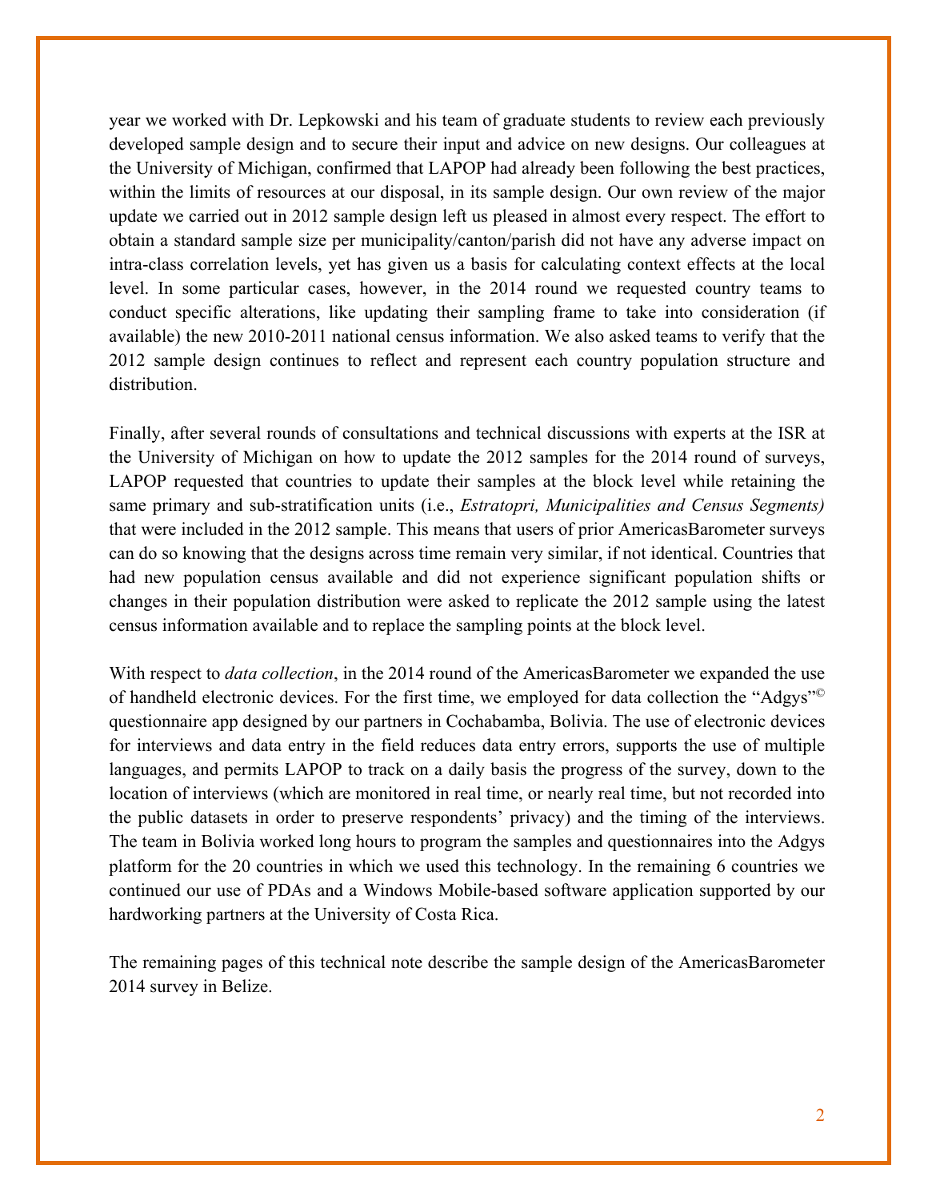year we worked with Dr. Lepkowski and his team of graduate students to review each previously developed sample design and to secure their input and advice on new designs. Our colleagues at the University of Michigan, confirmed that LAPOP had already been following the best practices, within the limits of resources at our disposal, in its sample design. Our own review of the major update we carried out in 2012 sample design left us pleased in almost every respect. The effort to obtain a standard sample size per municipality/canton/parish did not have any adverse impact on intra-class correlation levels, yet has given us a basis for calculating context effects at the local level. In some particular cases, however, in the 2014 round we requested country teams to conduct specific alterations, like updating their sampling frame to take into consideration (if available) the new 2010-2011 national census information. We also asked teams to verify that the 2012 sample design continues to reflect and represent each country population structure and distribution.

Finally, after several rounds of consultations and technical discussions with experts at the ISR at the University of Michigan on how to update the 2012 samples for the 2014 round of surveys, LAPOP requested that countries to update their samples at the block level while retaining the same primary and sub-stratification units (i.e., *Estratopri, Municipalities and Census Segments)* that were included in the 2012 sample. This means that users of prior AmericasBarometer surveys can do so knowing that the designs across time remain very similar, if not identical. Countries that had new population census available and did not experience significant population shifts or changes in their population distribution were asked to replicate the 2012 sample using the latest census information available and to replace the sampling points at the block level.

With respect to *data collection*, in the 2014 round of the AmericasBarometer we expanded the use of handheld electronic devices. For the first time, we employed for data collection the "Adgys"© questionnaire app designed by our partners in Cochabamba, Bolivia. The use of electronic devices for interviews and data entry in the field reduces data entry errors, supports the use of multiple languages, and permits LAPOP to track on a daily basis the progress of the survey, down to the location of interviews (which are monitored in real time, or nearly real time, but not recorded into the public datasets in order to preserve respondents' privacy) and the timing of the interviews. The team in Bolivia worked long hours to program the samples and questionnaires into the Adgys platform for the 20 countries in which we used this technology. In the remaining 6 countries we continued our use of PDAs and a Windows Mobile-based software application supported by our hardworking partners at the University of Costa Rica.

The remaining pages of this technical note describe the sample design of the AmericasBarometer 2014 survey in Belize.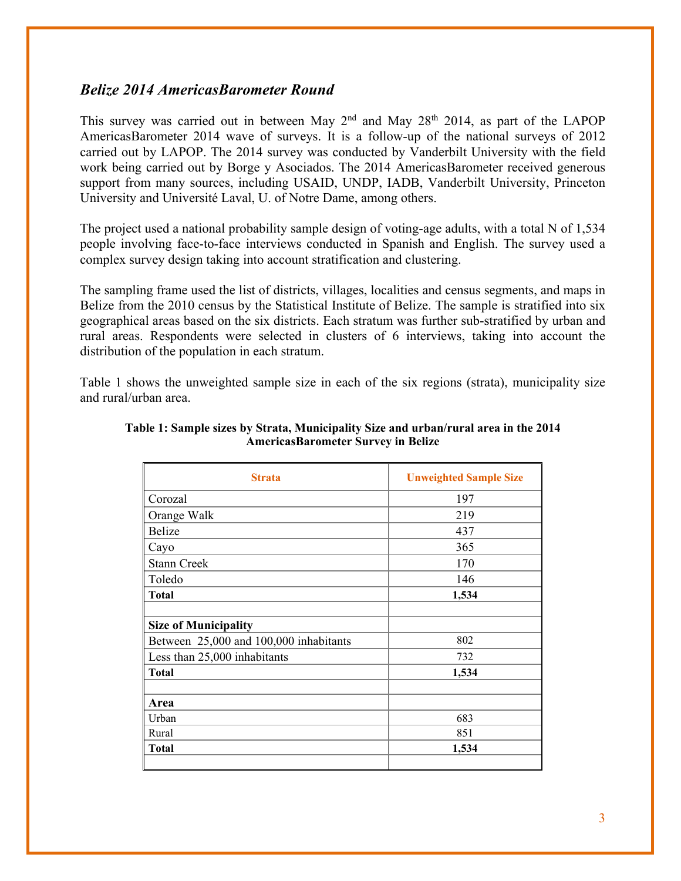### *Belize 2014 AmericasBarometer Round*

This survey was carried out in between May 2nd and May 28th 2014, as part of the LAPOP AmericasBarometer 2014 wave of surveys. It is a follow-up of the national surveys of 2012 carried out by LAPOP. The 2014 survey was conducted by Vanderbilt University with the field work being carried out by Borge y Asociados. The 2014 AmericasBarometer received generous support from many sources, including USAID, UNDP, IADB, Vanderbilt University, Princeton University and Université Laval, U. of Notre Dame, among others.

The project used a national probability sample design of voting-age adults, with a total N of 1,534 people involving face-to-face interviews conducted in Spanish and English. The survey used a complex survey design taking into account stratification and clustering.

The sampling frame used the list of districts, villages, localities and census segments, and maps in Belize from the 2010 census by the Statistical Institute of Belize. The sample is stratified into six geographical areas based on the six districts. Each stratum was further sub-stratified by urban and rural areas. Respondents were selected in clusters of 6 interviews, taking into account the distribution of the population in each stratum.

Table 1 shows the unweighted sample size in each of the six regions (strata), municipality size and rural/urban area.

**Table 1: Sample sizes by Strata, Municipality Size and urban/rural area in the 2014 AmericasBarometer Survey in Belize**

| Strata | Unweighted Sample Size |
|---|---|
| Corozal | 197 |
| Orange Walk | 219 |
| Belize | 437 |
| Cayo | 365 |
| Stann Creek | 170 |
| Toledo | 146 |
| **Total** | **1,534** |
| | |
| **Size of Municipality** | |
| Between 25,000 and 100,000 inhabitants | 802 |
| Less than 25,000 inhabitants | 732 |
| **Total** | **1,534** |
| | |
| **Area** | |
| Urban | 683 |
| Rural | 851 |
| **Total** | **1,534** |
| | |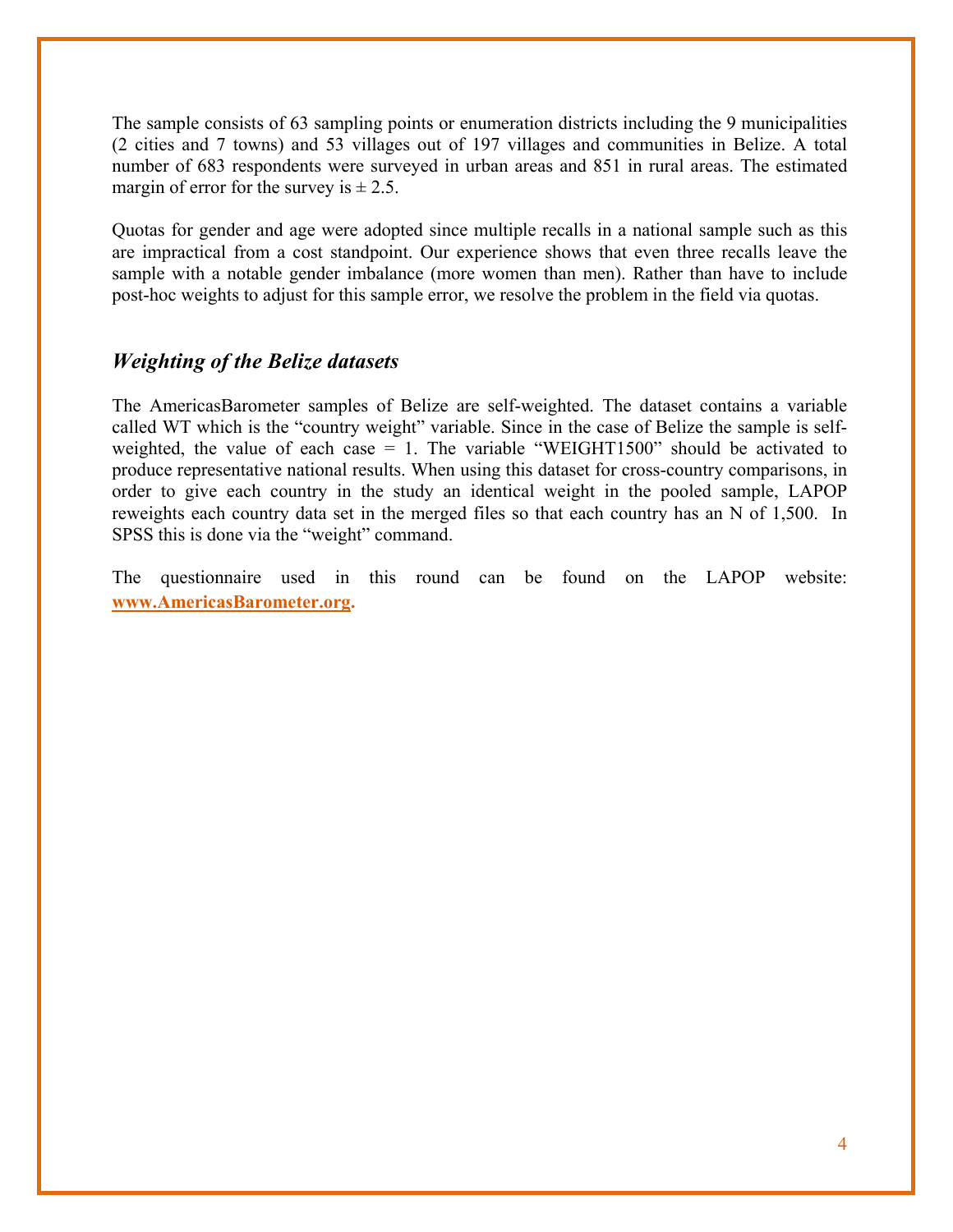The sample consists of 63 sampling points or enumeration districts including the 9 municipalities (2 cities and 7 towns) and 53 villages out of 197 villages and communities in Belize. A total number of 683 respondents were surveyed in urban areas and 851 in rural areas. The estimated margin of error for the survey is ± 2.5.

Quotas for gender and age were adopted since multiple recalls in a national sample such as this are impractical from a cost standpoint. Our experience shows that even three recalls leave the sample with a notable gender imbalance (more women than men). Rather than have to include post-hoc weights to adjust for this sample error, we resolve the problem in the field via quotas.

### *Weighting of the Belize datasets*

The AmericasBarometer samples of Belize are self-weighted. The dataset contains a variable called WT which is the "country weight" variable. Since in the case of Belize the sample is self-weighted, the value of each case = 1. The variable "WEIGHT1500" should be activated to produce representative national results. When using this dataset for cross-country comparisons, in order to give each country in the study an identical weight in the pooled sample, LAPOP reweights each country data set in the merged files so that each country has an N of 1,500. In SPSS this is done via the "weight" command.

The questionnaire used in this round can be found on the LAPOP website: **www.AmericasBarometer.org.**